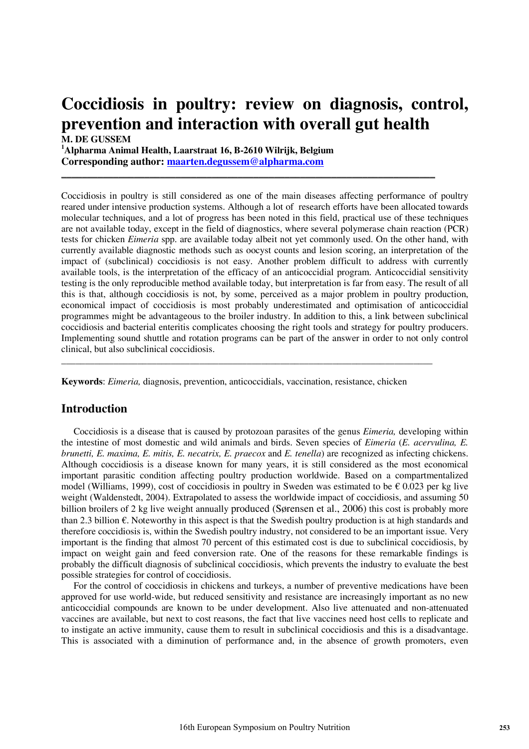# Coccidiosis in poultry: review on diagnosis, control, prevention and interaction with overall gut health

**M. DE GUSSEM**

**[1]Alpharma Animal Health, Laarstraat 16, B-2610 Wilrijk, Belgium**

**Corresponding author: maarten.degussem@alpharma.com**

---

Coccidiosis in poultry is still considered as one of the main diseases affecting performance of poultry reared under intensive production systems. Although a lot of research efforts have been allocated towards molecular techniques, and a lot of progress has been noted in this field, practical use of these techniques are not available today, except in the field of diagnostics, where several polymerase chain reaction (PCR) tests for chicken *Eimeria* spp. are available today albeit not yet commonly used. On the other hand, with currently available diagnostic methods such as oocyst counts and lesion scoring, an interpretation of the impact of (subclinical) coccidiosis is not easy. Another problem difficult to address with currently available tools, is the interpretation of the efficacy of an anticoccidial program. Anticoccidial sensitivity testing is the only reproducible method available today, but interpretation is far from easy. The result of all this is that, although coccidiosis is not, by some, perceived as a major problem in poultry production, economical impact of coccidiosis is most probably underestimated and optimisation of anticoccidial programmes might be advantageous to the broiler industry. In addition to this, a link between subclinical coccidiosis and bacterial enteritis complicates choosing the right tools and strategy for poultry producers. Implementing sound shuttle and rotation programs can be part of the answer in order to not only control clinical, but also subclinical coccidiosis.

---

**Keywords**: *Eimeria,* diagnosis, prevention, anticoccidials, vaccination, resistance, chicken

## Introduction

Coccidiosis is a disease that is caused by protozoan parasites of the genus *Eimeria,* developing within the intestine of most domestic and wild animals and birds. Seven species of *Eimeria* (*E. acervulina, E. brunetti, E. maxima, E. mitis, E. necatrix, E. praecox* and *E. tenella*) are recognized as infecting chickens. Although coccidiosis is a disease known for many years, it is still considered as the most economical important parasitic condition affecting poultry production worldwide. Based on a compartmentalized model (Williams, 1999), cost of coccidiosis in poultry in Sweden was estimated to be € 0.023 per kg live weight (Waldenstedt, 2004). Extrapolated to assess the worldwide impact of coccidiosis, and assuming 50 billion broilers of 2 kg live weight annually produced (Sørensen et al., 2006) this cost is probably more than 2.3 billion €. Noteworthy in this aspect is that the Swedish poultry production is at high standards and therefore coccidiosis is, within the Swedish poultry industry, not considered to be an important issue. Very important is the finding that almost 70 percent of this estimated cost is due to subclinical coccidiosis, by impact on weight gain and feed conversion rate. One of the reasons for these remarkable findings is probably the difficult diagnosis of subclinical coccidiosis, which prevents the industry to evaluate the best possible strategies for control of coccidiosis.

For the control of coccidiosis in chickens and turkeys, a number of preventive medications have been approved for use world-wide, but reduced sensitivity and resistance are increasingly important as no new anticoccidial compounds are known to be under development. Also live attenuated and non-attenuated vaccines are available, but next to cost reasons, the fact that live vaccines need host cells to replicate and to instigate an active immunity, cause them to result in subclinical coccidiosis and this is a disadvantage. This is associated with a diminution of performance and, in the absence of growth promoters, even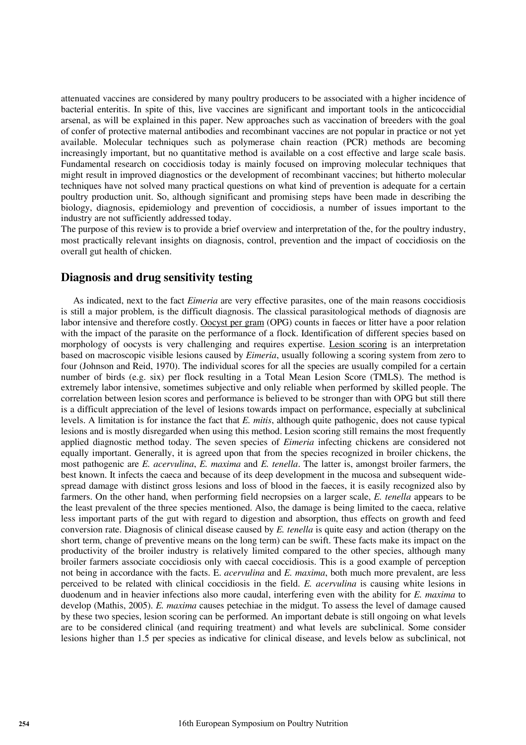attenuated vaccines are considered by many poultry producers to be associated with a higher incidence of bacterial enteritis. In spite of this, live vaccines are significant and important tools in the anticoccidial arsenal, as will be explained in this paper. New approaches such as vaccination of breeders with the goal of confer of protective maternal antibodies and recombinant vaccines are not popular in practice or not yet available. Molecular techniques such as polymerase chain reaction (PCR) methods are becoming increasingly important, but no quantitative method is available on a cost effective and large scale basis. Fundamental research on coccidiosis today is mainly focused on improving molecular techniques that might result in improved diagnostics or the development of recombinant vaccines; but hitherto molecular techniques have not solved many practical questions on what kind of prevention is adequate for a certain poultry production unit. So, although significant and promising steps have been made in describing the biology, diagnosis, epidemiology and prevention of coccidiosis, a number of issues important to the industry are not sufficiently addressed today.

The purpose of this review is to provide a brief overview and interpretation of the, for the poultry industry, most practically relevant insights on diagnosis, control, prevention and the impact of coccidiosis on the overall gut health of chicken.

## Diagnosis and drug sensitivity testing

As indicated, next to the fact *Eimeria* are very effective parasites, one of the main reasons coccidiosis is still a major problem, is the difficult diagnosis. The classical parasitological methods of diagnosis are labor intensive and therefore costly. Oocyst per gram (OPG) counts in faeces or litter have a poor relation with the impact of the parasite on the performance of a flock. Identification of different species based on morphology of oocysts is very challenging and requires expertise. Lesion scoring is an interpretation based on macroscopic visible lesions caused by *Eimeria*, usually following a scoring system from zero to four (Johnson and Reid, 1970). The individual scores for all the species are usually compiled for a certain number of birds (e.g. six) per flock resulting in a Total Mean Lesion Score (TMLS). The method is extremely labor intensive, sometimes subjective and only reliable when performed by skilled people. The correlation between lesion scores and performance is believed to be stronger than with OPG but still there is a difficult appreciation of the level of lesions towards impact on performance, especially at subclinical levels. A limitation is for instance the fact that *E. mitis*, although quite pathogenic, does not cause typical lesions and is mostly disregarded when using this method. Lesion scoring still remains the most frequently applied diagnostic method today. The seven species of *Eimeria* infecting chickens are considered not equally important. Generally, it is agreed upon that from the species recognized in broiler chickens, the most pathogenic are *E. acervulina*, *E. maxima* and *E. tenella*. The latter is, amongst broiler farmers, the best known. It infects the caeca and because of its deep development in the mucosa and subsequent wide-spread damage with distinct gross lesions and loss of blood in the faeces, it is easily recognized also by farmers. On the other hand, when performing field necropsies on a larger scale, *E. tenella* appears to be the least prevalent of the three species mentioned. Also, the damage is being limited to the caeca, relative less important parts of the gut with regard to digestion and absorption, thus effects on growth and feed conversion rate. Diagnosis of clinical disease caused by *E. tenella* is quite easy and action (therapy on the short term, change of preventive means on the long term) can be swift. These facts make its impact on the productivity of the broiler industry is relatively limited compared to the other species, although many broiler farmers associate coccidiosis only with caecal coccidiosis. This is a good example of perception not being in accordance with the facts. E. *acervulina* and *E. maxima*, both much more prevalent, are less perceived to be related with clinical coccidiosis in the field. *E. acervulina* is causing white lesions in duodenum and in heavier infections also more caudal, interfering even with the ability for *E. maxima* to develop (Mathis, 2005). *E. maxima* causes petechiae in the midgut. To assess the level of damage caused by these two species, lesion scoring can be performed. An important debate is still ongoing on what levels are to be considered clinical (and requiring treatment) and what levels are subclinical. Some consider lesions higher than 1.5 per species as indicative for clinical disease, and levels below as subclinical, not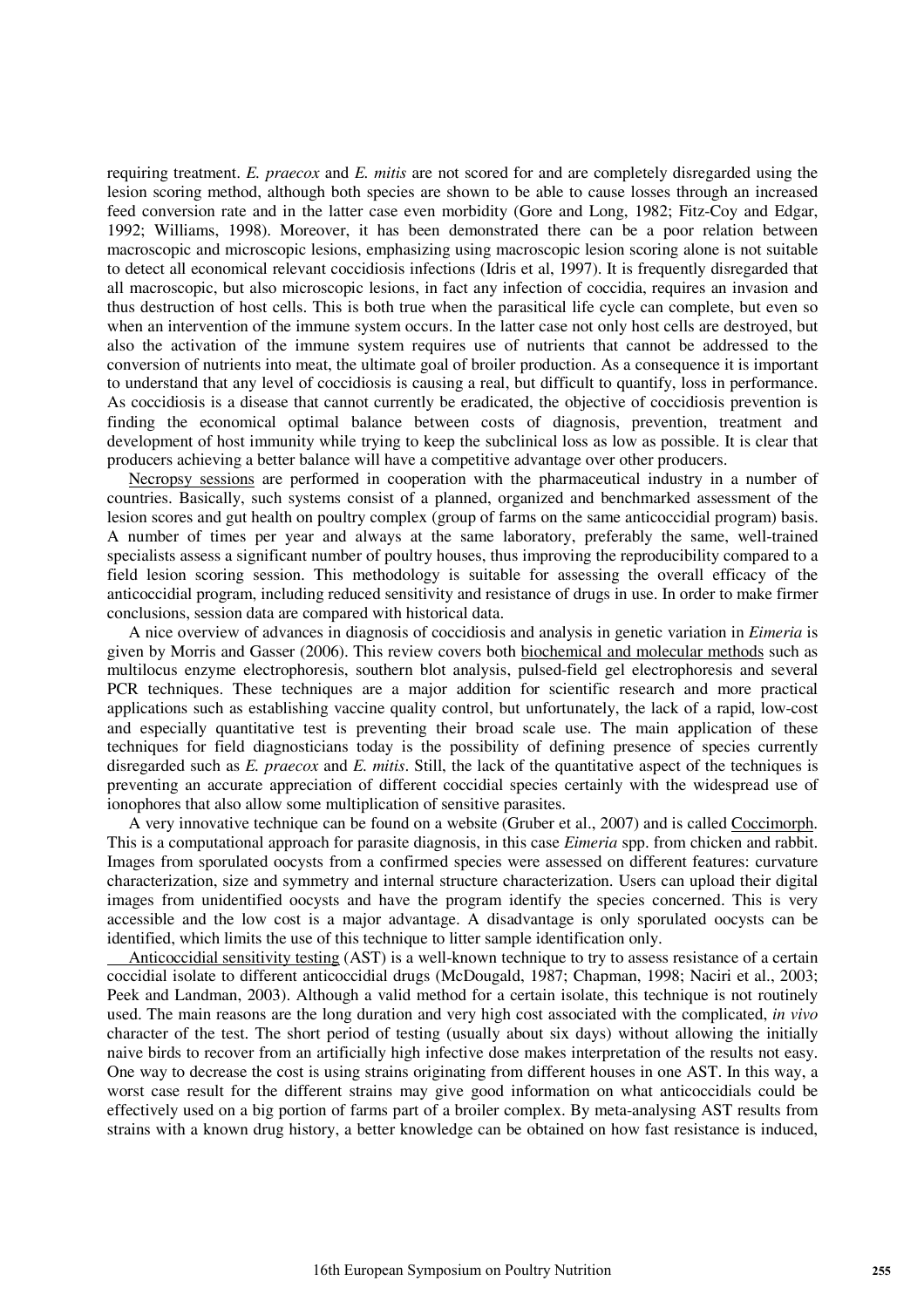requiring treatment. *E. praecox* and *E. mitis* are not scored for and are completely disregarded using the lesion scoring method, although both species are shown to be able to cause losses through an increased feed conversion rate and in the latter case even morbidity (Gore and Long, 1982; Fitz-Coy and Edgar, 1992; Williams, 1998). Moreover, it has been demonstrated there can be a poor relation between macroscopic and microscopic lesions, emphasizing using macroscopic lesion scoring alone is not suitable to detect all economical relevant coccidiosis infections (Idris et al, 1997). It is frequently disregarded that all macroscopic, but also microscopic lesions, in fact any infection of coccidia, requires an invasion and thus destruction of host cells. This is both true when the parasitical life cycle can complete, but even so when an intervention of the immune system occurs. In the latter case not only host cells are destroyed, but also the activation of the immune system requires use of nutrients that cannot be addressed to the conversion of nutrients into meat, the ultimate goal of broiler production. As a consequence it is important to understand that any level of coccidiosis is causing a real, but difficult to quantify, loss in performance. As coccidiosis is a disease that cannot currently be eradicated, the objective of coccidiosis prevention is finding the economical optimal balance between costs of diagnosis, prevention, treatment and development of host immunity while trying to keep the subclinical loss as low as possible. It is clear that producers achieving a better balance will have a competitive advantage over other producers.

Necropsy sessions are performed in cooperation with the pharmaceutical industry in a number of countries. Basically, such systems consist of a planned, organized and benchmarked assessment of the lesion scores and gut health on poultry complex (group of farms on the same anticoccidial program) basis. A number of times per year and always at the same laboratory, preferably the same, well-trained specialists assess a significant number of poultry houses, thus improving the reproducibility compared to a field lesion scoring session. This methodology is suitable for assessing the overall efficacy of the anticoccidial program, including reduced sensitivity and resistance of drugs in use. In order to make firmer conclusions, session data are compared with historical data.

A nice overview of advances in diagnosis of coccidiosis and analysis in genetic variation in *Eimeria* is given by Morris and Gasser (2006). This review covers both biochemical and molecular methods such as multilocus enzyme electrophoresis, southern blot analysis, pulsed-field gel electrophoresis and several PCR techniques. These techniques are a major addition for scientific research and more practical applications such as establishing vaccine quality control, but unfortunately, the lack of a rapid, low-cost and especially quantitative test is preventing their broad scale use. The main application of these techniques for field diagnosticians today is the possibility of defining presence of species currently disregarded such as *E. praecox* and *E. mitis*. Still, the lack of the quantitative aspect of the techniques is preventing an accurate appreciation of different coccidial species certainly with the widespread use of ionophores that also allow some multiplication of sensitive parasites.

A very innovative technique can be found on a website (Gruber et al., 2007) and is called Coccimorph. This is a computational approach for parasite diagnosis, in this case *Eimeria* spp. from chicken and rabbit. Images from sporulated oocysts from a confirmed species were assessed on different features: curvature characterization, size and symmetry and internal structure characterization. Users can upload their digital images from unidentified oocysts and have the program identify the species concerned. This is very accessible and the low cost is a major advantage. A disadvantage is only sporulated oocysts can be identified, which limits the use of this technique to litter sample identification only.

Anticoccidial sensitivity testing (AST) is a well-known technique to try to assess resistance of a certain coccidial isolate to different anticoccidial drugs (McDougald, 1987; Chapman, 1998; Naciri et al., 2003; Peek and Landman, 2003). Although a valid method for a certain isolate, this technique is not routinely used. The main reasons are the long duration and very high cost associated with the complicated, *in vivo* character of the test. The short period of testing (usually about six days) without allowing the initially naive birds to recover from an artificially high infective dose makes interpretation of the results not easy. One way to decrease the cost is using strains originating from different houses in one AST. In this way, a worst case result for the different strains may give good information on what anticoccidials could be effectively used on a big portion of farms part of a broiler complex. By meta-analysing AST results from strains with a known drug history, a better knowledge can be obtained on how fast resistance is induced,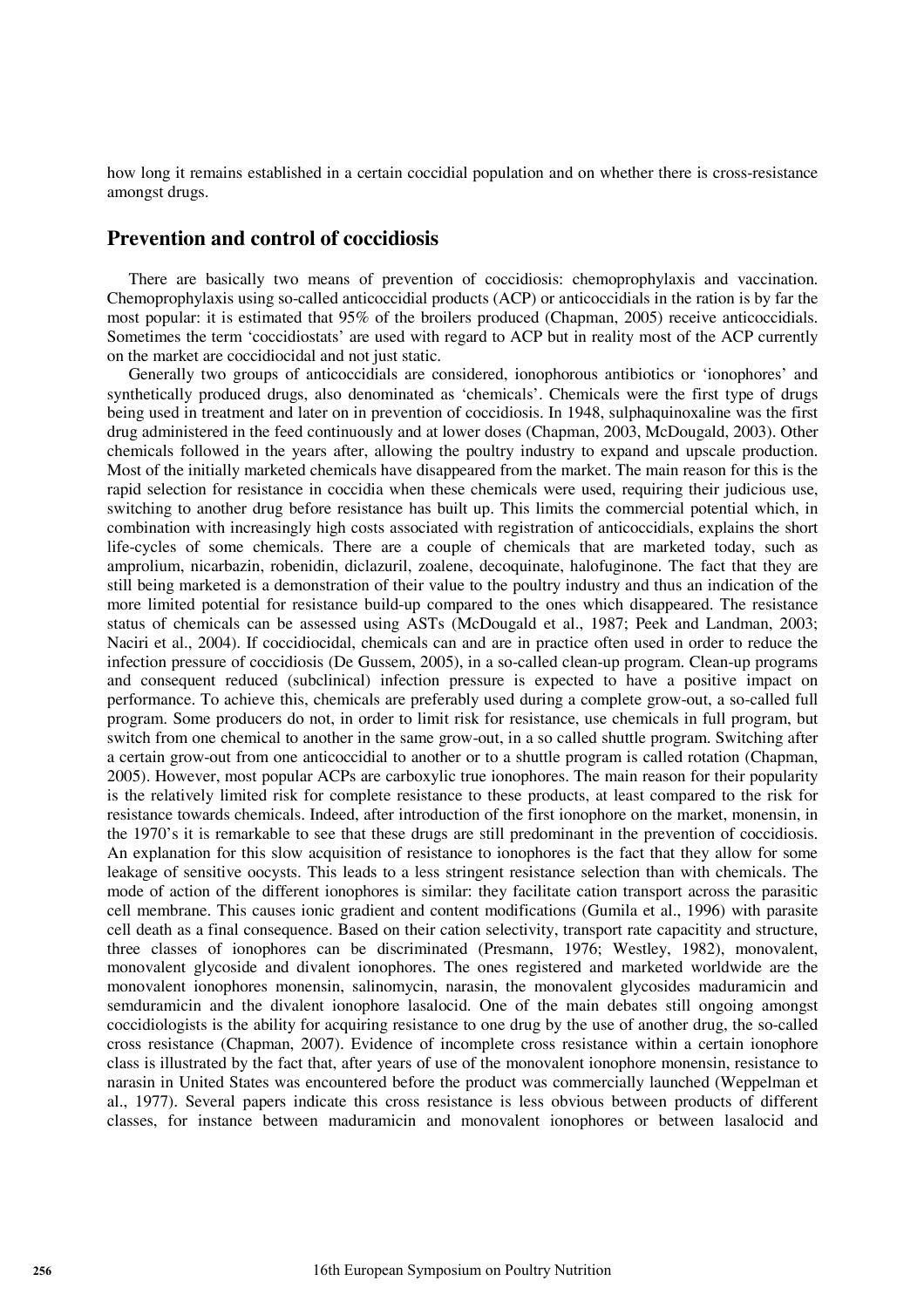how long it remains established in a certain coccidial population and on whether there is cross-resistance amongst drugs.

## Prevention and control of coccidiosis

There are basically two means of prevention of coccidiosis: chemoprophylaxis and vaccination. Chemoprophylaxis using so-called anticoccidial products (ACP) or anticoccidials in the ration is by far the most popular: it is estimated that 95% of the broilers produced (Chapman, 2005) receive anticoccidials. Sometimes the term 'coccidiostats' are used with regard to ACP but in reality most of the ACP currently on the market are coccidiocidal and not just static.

Generally two groups of anticoccidials are considered, ionophorous antibiotics or 'ionophores' and synthetically produced drugs, also denominated as 'chemicals'. Chemicals were the first type of drugs being used in treatment and later on in prevention of coccidiosis. In 1948, sulphaquinoxaline was the first drug administered in the feed continuously and at lower doses (Chapman, 2003, McDougald, 2003). Other chemicals followed in the years after, allowing the poultry industry to expand and upscale production. Most of the initially marketed chemicals have disappeared from the market. The main reason for this is the rapid selection for resistance in coccidia when these chemicals were used, requiring their judicious use, switching to another drug before resistance has built up. This limits the commercial potential which, in combination with increasingly high costs associated with registration of anticoccidials, explains the short life-cycles of some chemicals. There are a couple of chemicals that are marketed today, such as amprolium, nicarbazin, robenidin, diclazuril, zoalene, decoquinate, halofuginone. The fact that they are still being marketed is a demonstration of their value to the poultry industry and thus an indication of the more limited potential for resistance build-up compared to the ones which disappeared. The resistance status of chemicals can be assessed using ASTs (McDougald et al., 1987; Peek and Landman, 2003; Naciri et al., 2004). If coccidiocidal, chemicals can and are in practice often used in order to reduce the infection pressure of coccidiosis (De Gussem, 2005), in a so-called clean-up program. Clean-up programs and consequent reduced (subclinical) infection pressure is expected to have a positive impact on performance. To achieve this, chemicals are preferably used during a complete grow-out, a so-called full program. Some producers do not, in order to limit risk for resistance, use chemicals in full program, but switch from one chemical to another in the same grow-out, in a so called shuttle program. Switching after a certain grow-out from one anticoccidial to another or to a shuttle program is called rotation (Chapman, 2005). However, most popular ACPs are carboxylic true ionophores. The main reason for their popularity is the relatively limited risk for complete resistance to these products, at least compared to the risk for resistance towards chemicals. Indeed, after introduction of the first ionophore on the market, monensin, in the 1970's it is remarkable to see that these drugs are still predominant in the prevention of coccidiosis. An explanation for this slow acquisition of resistance to ionophores is the fact that they allow for some leakage of sensitive oocysts. This leads to a less stringent resistance selection than with chemicals. The mode of action of the different ionophores is similar: they facilitate cation transport across the parasitic cell membrane. This causes ionic gradient and content modifications (Gumila et al., 1996) with parasite cell death as a final consequence. Based on their cation selectivity, transport rate capacitity and structure, three classes of ionophores can be discriminated (Presmann, 1976; Westley, 1982), monovalent, monovalent glycoside and divalent ionophores. The ones registered and marketed worldwide are the monovalent ionophores monensin, salinomycin, narasin, the monovalent glycosides maduramicin and semduramicin and the divalent ionophore lasalocid. One of the main debates still ongoing amongst coccidiologists is the ability for acquiring resistance to one drug by the use of another drug, the so-called cross resistance (Chapman, 2007). Evidence of incomplete cross resistance within a certain ionophore class is illustrated by the fact that, after years of use of the monovalent ionophore monensin, resistance to narasin in United States was encountered before the product was commercially launched (Weppelman et al., 1977). Several papers indicate this cross resistance is less obvious between products of different classes, for instance between maduramicin and monovalent ionophores or between lasalocid and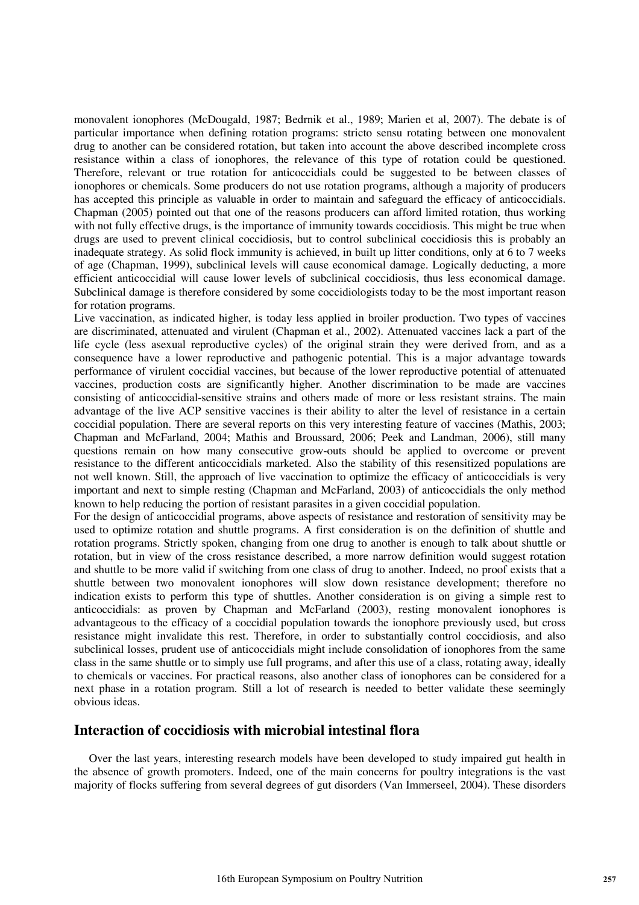monovalent ionophores (McDougald, 1987; Bedrnik et al., 1989; Marien et al, 2007). The debate is of particular importance when defining rotation programs: stricto sensu rotating between one monovalent drug to another can be considered rotation, but taken into account the above described incomplete cross resistance within a class of ionophores, the relevance of this type of rotation could be questioned. Therefore, relevant or true rotation for anticoccidials could be suggested to be between classes of ionophores or chemicals. Some producers do not use rotation programs, although a majority of producers has accepted this principle as valuable in order to maintain and safeguard the efficacy of anticoccidials. Chapman (2005) pointed out that one of the reasons producers can afford limited rotation, thus working with not fully effective drugs, is the importance of immunity towards coccidiosis. This might be true when drugs are used to prevent clinical coccidiosis, but to control subclinical coccidiosis this is probably an inadequate strategy. As solid flock immunity is achieved, in built up litter conditions, only at 6 to 7 weeks of age (Chapman, 1999), subclinical levels will cause economical damage. Logically deducting, a more efficient anticoccidial will cause lower levels of subclinical coccidiosis, thus less economical damage. Subclinical damage is therefore considered by some coccidiologists today to be the most important reason for rotation programs.

Live vaccination, as indicated higher, is today less applied in broiler production. Two types of vaccines are discriminated, attenuated and virulent (Chapman et al., 2002). Attenuated vaccines lack a part of the life cycle (less asexual reproductive cycles) of the original strain they were derived from, and as a consequence have a lower reproductive and pathogenic potential. This is a major advantage towards performance of virulent coccidial vaccines, but because of the lower reproductive potential of attenuated vaccines, production costs are significantly higher. Another discrimination to be made are vaccines consisting of anticoccidial-sensitive strains and others made of more or less resistant strains. The main advantage of the live ACP sensitive vaccines is their ability to alter the level of resistance in a certain coccidial population. There are several reports on this very interesting feature of vaccines (Mathis, 2003; Chapman and McFarland, 2004; Mathis and Broussard, 2006; Peek and Landman, 2006), still many questions remain on how many consecutive grow-outs should be applied to overcome or prevent resistance to the different anticoccidials marketed. Also the stability of this resensitized populations are not well known. Still, the approach of live vaccination to optimize the efficacy of anticoccidials is very important and next to simple resting (Chapman and McFarland, 2003) of anticoccidials the only method known to help reducing the portion of resistant parasites in a given coccidial population.

For the design of anticoccidial programs, above aspects of resistance and restoration of sensitivity may be used to optimize rotation and shuttle programs. A first consideration is on the definition of shuttle and rotation programs. Strictly spoken, changing from one drug to another is enough to talk about shuttle or rotation, but in view of the cross resistance described, a more narrow definition would suggest rotation and shuttle to be more valid if switching from one class of drug to another. Indeed, no proof exists that a shuttle between two monovalent ionophores will slow down resistance development; therefore no indication exists to perform this type of shuttles. Another consideration is on giving a simple rest to anticoccidials: as proven by Chapman and McFarland (2003), resting monovalent ionophores is advantageous to the efficacy of a coccidial population towards the ionophore previously used, but cross resistance might invalidate this rest. Therefore, in order to substantially control coccidiosis, and also subclinical losses, prudent use of anticoccidials might include consolidation of ionophores from the same class in the same shuttle or to simply use full programs, and after this use of a class, rotating away, ideally to chemicals or vaccines. For practical reasons, also another class of ionophores can be considered for a next phase in a rotation program. Still a lot of research is needed to better validate these seemingly obvious ideas.

## Interaction of coccidiosis with microbial intestinal flora

Over the last years, interesting research models have been developed to study impaired gut health in the absence of growth promoters. Indeed, one of the main concerns for poultry integrations is the vast majority of flocks suffering from several degrees of gut disorders (Van Immerseel, 2004). These disorders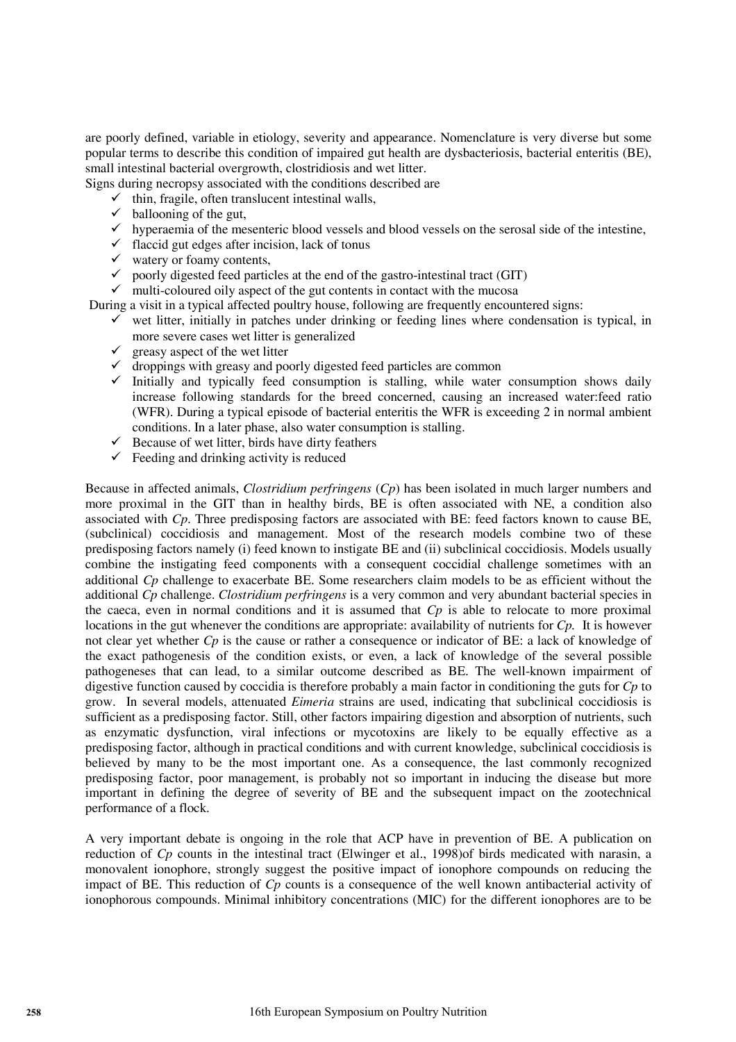are poorly defined, variable in etiology, severity and appearance. Nomenclature is very diverse but some popular terms to describe this condition of impaired gut health are dysbacteriosis, bacterial enteritis (BE), small intestinal bacterial overgrowth, clostridiosis and wet litter.

Signs during necropsy associated with the conditions described are

- ✓ thin, fragile, often translucent intestinal walls,
- ✓ ballooning of the gut,
- ✓ hyperaemia of the mesenteric blood vessels and blood vessels on the serosal side of the intestine,
- ✓ flaccid gut edges after incision, lack of tonus
- ✓ watery or foamy contents,
- ✓ poorly digested feed particles at the end of the gastro-intestinal tract (GIT)
- ✓ multi-coloured oily aspect of the gut contents in contact with the mucosa

During a visit in a typical affected poultry house, following are frequently encountered signs:

- ✓ wet litter, initially in patches under drinking or feeding lines where condensation is typical, in more severe cases wet litter is generalized
- ✓ greasy aspect of the wet litter
- ✓ droppings with greasy and poorly digested feed particles are common
- ✓ Initially and typically feed consumption is stalling, while water consumption shows daily increase following standards for the breed concerned, causing an increased water:feed ratio (WFR). During a typical episode of bacterial enteritis the WFR is exceeding 2 in normal ambient conditions. In a later phase, also water consumption is stalling.
- ✓ Because of wet litter, birds have dirty feathers
- ✓ Feeding and drinking activity is reduced

Because in affected animals, *Clostridium perfringens* (*Cp*) has been isolated in much larger numbers and more proximal in the GIT than in healthy birds, BE is often associated with NE, a condition also associated with *Cp*. Three predisposing factors are associated with BE: feed factors known to cause BE, (subclinical) coccidiosis and management. Most of the research models combine two of these predisposing factors namely (i) feed known to instigate BE and (ii) subclinical coccidiosis. Models usually combine the instigating feed components with a consequent coccidial challenge sometimes with an additional *Cp* challenge to exacerbate BE. Some researchers claim models to be as efficient without the additional *Cp* challenge. *Clostridium perfringens* is a very common and very abundant bacterial species in the caeca, even in normal conditions and it is assumed that *Cp* is able to relocate to more proximal locations in the gut whenever the conditions are appropriate: availability of nutrients for *Cp*. It is however not clear yet whether *Cp* is the cause or rather a consequence or indicator of BE: a lack of knowledge of the exact pathogenesis of the condition exists, or even, a lack of knowledge of the several possible pathogeneses that can lead, to a similar outcome described as BE. The well-known impairment of digestive function caused by coccidia is therefore probably a main factor in conditioning the guts for *Cp* to grow. In several models, attenuated *Eimeria* strains are used, indicating that subclinical coccidiosis is sufficient as a predisposing factor. Still, other factors impairing digestion and absorption of nutrients, such as enzymatic dysfunction, viral infections or mycotoxins are likely to be equally effective as a predisposing factor, although in practical conditions and with current knowledge, subclinical coccidiosis is believed by many to be the most important one. As a consequence, the last commonly recognized predisposing factor, poor management, is probably not so important in inducing the disease but more important in defining the degree of severity of BE and the subsequent impact on the zootechnical performance of a flock.

A very important debate is ongoing in the role that ACP have in prevention of BE. A publication on reduction of *Cp* counts in the intestinal tract (Elwinger et al., 1998)of birds medicated with narasin, a monovalent ionophore, strongly suggest the positive impact of ionophore compounds on reducing the impact of BE. This reduction of *Cp* counts is a consequence of the well known antibacterial activity of ionophorous compounds. Minimal inhibitory concentrations (MIC) for the different ionophores are to be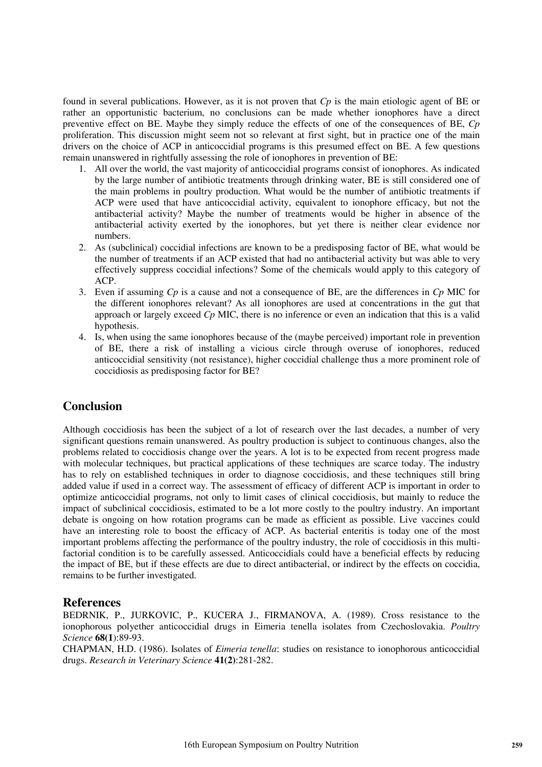found in several publications. However, as it is not proven that *Cp* is the main etiologic agent of BE or rather an opportunistic bacterium, no conclusions can be made whether ionophores have a direct preventive effect on BE. Maybe they simply reduce the effects of one of the consequences of BE, *Cp* proliferation. This discussion might seem not so relevant at first sight, but in practice one of the main drivers on the choice of ACP in anticoccidial programs is this presumed effect on BE. A few questions remain unanswered in rightfully assessing the role of ionophores in prevention of BE:

1. All over the world, the vast majority of anticoccidial programs consist of ionophores. As indicated by the large number of antibiotic treatments through drinking water, BE is still considered one of the main problems in poultry production. What would be the number of antibiotic treatments if ACP were used that have anticoccidial activity, equivalent to ionophore efficacy, but not the antibacterial activity? Maybe the number of treatments would be higher in absence of the antibacterial activity exerted by the ionophores, but yet there is neither clear evidence nor numbers.
2. As (subclinical) coccidial infections are known to be a predisposing factor of BE, what would be the number of treatments if an ACP existed that had no antibacterial activity but was able to very effectively suppress coccidial infections? Some of the chemicals would apply to this category of ACP.
3. Even if assuming *Cp* is a cause and not a consequence of BE, are the differences in *Cp* MIC for the different ionophores relevant? As all ionophores are used at concentrations in the gut that approach or largely exceed *Cp* MIC, there is no inference or even an indication that this is a valid hypothesis.
4. Is, when using the same ionophores because of the (maybe perceived) important role in prevention of BE, there a risk of installing a vicious circle through overuse of ionophores, reduced anticoccidial sensitivity (not resistance), higher coccidial challenge thus a more prominent role of coccidiosis as predisposing factor for BE?

## Conclusion

Although coccidiosis has been the subject of a lot of research over the last decades, a number of very significant questions remain unanswered. As poultry production is subject to continuous changes, also the problems related to coccidiosis change over the years. A lot is to be expected from recent progress made with molecular techniques, but practical applications of these techniques are scarce today. The industry has to rely on established techniques in order to diagnose coccidiosis, and these techniques still bring added value if used in a correct way. The assessment of efficacy of different ACP is important in order to optimize anticoccidial programs, not only to limit cases of clinical coccidiosis, but mainly to reduce the impact of subclinical coccidiosis, estimated to be a lot more costly to the poultry industry. An important debate is ongoing on how rotation programs can be made as efficient as possible. Live vaccines could have an interesting role to boost the efficacy of ACP. As bacterial enteritis is today one of the most important problems affecting the performance of the poultry industry, the role of coccidiosis in this multi-factorial condition is to be carefully assessed. Anticoccidials could have a beneficial effects by reducing the impact of BE, but if these effects are due to direct antibacterial, or indirect by the effects on coccidia, remains to be further investigated.

## References

BEDRNIK, P., JURKOVIC, P., KUCERA J., FIRMANOVA, A. (1989). Cross resistance to the ionophorous polyether anticoccidial drugs in Eimeria tenella isolates from Czechoslovakia. *Poultry Science* **68(1)**:89-93.

CHAPMAN, H.D. (1986). Isolates of *Eimeria tenella*: studies on resistance to ionophorous anticoccidial drugs. *Research in Veterinary Science* **41(2)**:281-282.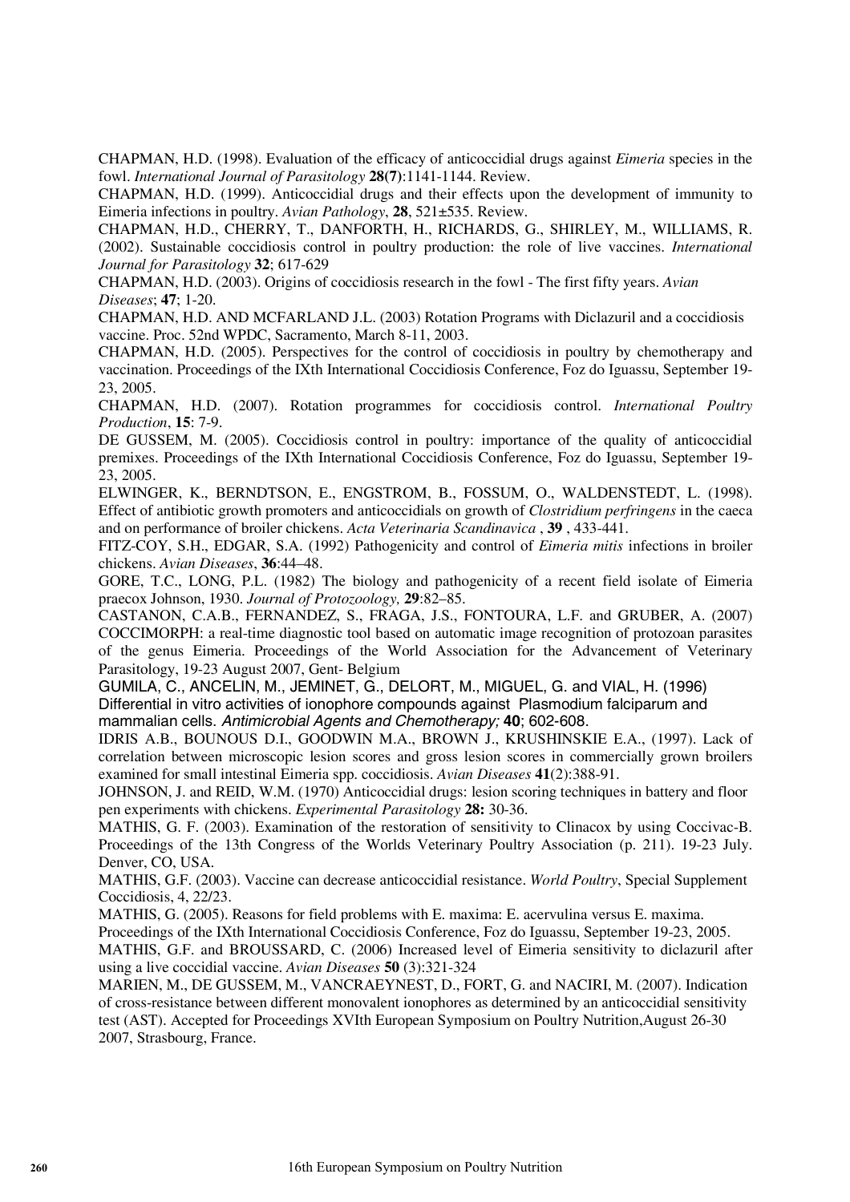CHAPMAN, H.D. (1998). Evaluation of the efficacy of anticoccidial drugs against *Eimeria* species in the fowl. *International Journal of Parasitology* **28(7)**:1141-1144. Review.

CHAPMAN, H.D. (1999). Anticoccidial drugs and their effects upon the development of immunity to Eimeria infections in poultry. *Avian Pathology*, **28**, 521±535. Review.

CHAPMAN, H.D., CHERRY, T., DANFORTH, H., RICHARDS, G., SHIRLEY, M., WILLIAMS, R. (2002). Sustainable coccidiosis control in poultry production: the role of live vaccines. *International Journal for Parasitology* **32**; 617-629

CHAPMAN, H.D. (2003). Origins of coccidiosis research in the fowl - The first fifty years. *Avian Diseases*; **47**; 1-20.

CHAPMAN, H.D. AND MCFARLAND J.L. (2003) Rotation Programs with Diclazuril and a coccidiosis vaccine. Proc. 52nd WPDC, Sacramento, March 8-11, 2003.

CHAPMAN, H.D. (2005). Perspectives for the control of coccidiosis in poultry by chemotherapy and vaccination. Proceedings of the IXth International Coccidiosis Conference, Foz do Iguassu, September 19-23, 2005.

CHAPMAN, H.D. (2007). Rotation programmes for coccidiosis control. *International Poultry Production*, **15**: 7-9.

DE GUSSEM, M. (2005). Coccidiosis control in poultry: importance of the quality of anticoccidial premixes. Proceedings of the IXth International Coccidiosis Conference, Foz do Iguassu, September 19-23, 2005.

ELWINGER, K., BERNDTSON, E., ENGSTROM, B., FOSSUM, O., WALDENSTEDT, L. (1998). Effect of antibiotic growth promoters and anticoccidials on growth of *Clostridium perfringens* in the caeca and on performance of broiler chickens. *Acta Veterinaria Scandinavica* , **39** , 433-441.

FITZ-COY, S.H., EDGAR, S.A. (1992) Pathogenicity and control of *Eimeria mitis* infections in broiler chickens. *Avian Diseases*, **36**:44–48.

GORE, T.C., LONG, P.L. (1982) The biology and pathogenicity of a recent field isolate of Eimeria praecox Johnson, 1930. *Journal of Protozoology,* **29**:82–85.

CASTANON, C.A.B., FERNANDEZ, S., FRAGA, J.S., FONTOURA, L.F. and GRUBER, A. (2007) COCCIMORPH: a real-time diagnostic tool based on automatic image recognition of protozoan parasites of the genus Eimeria. Proceedings of the World Association for the Advancement of Veterinary Parasitology, 19-23 August 2007, Gent- Belgium

GUMILA, C., ANCELIN, M., JEMINET, G., DELORT, M., MIGUEL, G. and VIAL, H. (1996) Differential in vitro activities of ionophore compounds against Plasmodium falciparum and mammalian cells. *Antimicrobial Agents and Chemotherapy;* **40**; 602-608.

IDRIS A.B., BOUNOUS D.I., GOODWIN M.A., BROWN J., KRUSHINSKIE E.A., (1997). Lack of correlation between microscopic lesion scores and gross lesion scores in commercially grown broilers examined for small intestinal Eimeria spp. coccidiosis. *Avian Diseases* **41**(2):388-91.

JOHNSON, J. and REID, W.M. (1970) Anticoccidial drugs: lesion scoring techniques in battery and floor pen experiments with chickens. *Experimental Parasitology* **28:** 30-36.

MATHIS, G. F. (2003). Examination of the restoration of sensitivity to Clinacox by using Coccivac-B. Proceedings of the 13th Congress of the Worlds Veterinary Poultry Association (p. 211). 19-23 July. Denver, CO, USA.

MATHIS, G.F. (2003). Vaccine can decrease anticoccidial resistance. *World Poultry*, Special Supplement Coccidiosis, 4, 22/23.

MATHIS, G. (2005). Reasons for field problems with E. maxima: E. acervulina versus E. maxima. Proceedings of the IXth International Coccidiosis Conference, Foz do Iguassu, September 19-23, 2005.

MATHIS, G.F. and BROUSSARD, C. (2006) Increased level of Eimeria sensitivity to diclazuril after using a live coccidial vaccine. *Avian Diseases* **50** (3):321-324

MARIEN, M., DE GUSSEM, M., VANCRAEYNEST, D., FORT, G. and NACIRI, M. (2007). Indication of cross-resistance between different monovalent ionophores as determined by an anticoccidial sensitivity test (AST). Accepted for Proceedings XVIth European Symposium on Poultry Nutrition,August 26-30 2007, Strasbourg, France.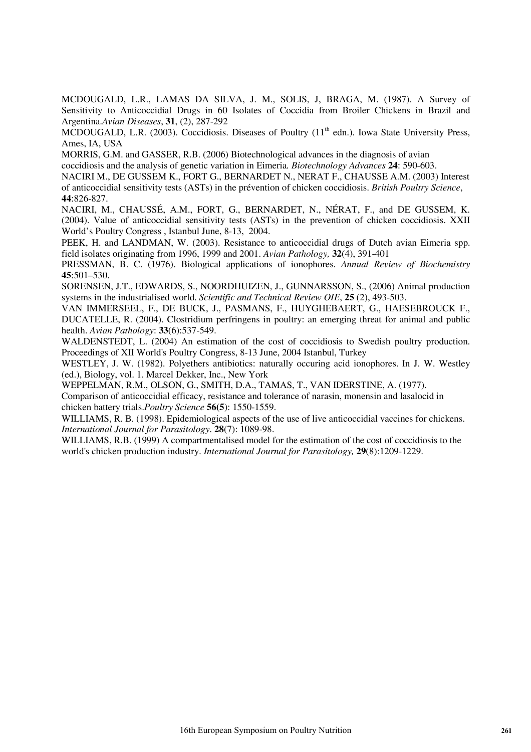MCDOUGALD, L.R., LAMAS DA SILVA, J. M., SOLIS, J, BRAGA, M. (1987). A Survey of Sensitivity to Anticoccidial Drugs in 60 Isolates of Coccidia from Broiler Chickens in Brazil and Argentina.*Avian Diseases*, **31**, (2), 287-292

MCDOUGALD, L.R. (2003). Coccidiosis. Diseases of Poultry (11th edn.). Iowa State University Press, Ames, IA, USA

MORRIS, G.M. and GASSER, R.B. (2006) Biotechnological advances in the diagnosis of avian coccidiosis and the analysis of genetic variation in Eimeria. *Biotechnology Advances* **24**: 590-603.

NACIRI M., DE GUSSEM K., FORT G., BERNARDET N., NERAT F., CHAUSSE A.M. (2003) Interest of anticoccidial sensitivity tests (ASTs) in the prévention of chicken coccidiosis. *British Poultry Science*, **44**:826-827.

NACIRI, M., CHAUSSÉ, A.M., FORT, G., BERNARDET, N., NÉRAT, F., and DE GUSSEM, K. (2004). Value of anticoccidial sensitivity tests (ASTs) in the prevention of chicken coccidiosis. XXII World's Poultry Congress , Istanbul June, 8-13, 2004.

PEEK, H. and LANDMAN, W. (2003). Resistance to anticoccidial drugs of Dutch avian Eimeria spp. field isolates originating from 1996, 1999 and 2001. *Avian Pathology,* **32**(4), 391-401

PRESSMAN, B. C. (1976). Biological applications of ionophores. *Annual Review of Biochemistry* **45**:501–530.

SORENSEN, J.T., EDWARDS, S., NOORDHUIZEN, J., GUNNARSSON, S., (2006) Animal production systems in the industrialised world. *Scientific and Technical Review OIE*, **25** (2), 493-503.

VAN IMMERSEEL, F., DE BUCK, J., PASMANS, F., HUYGHEBAERT, G., HAESEBROUCK F., DUCATELLE, R. (2004). Clostridium perfringens in poultry: an emerging threat for animal and public health. *Avian Pathology*: **33**(6):537-549.

WALDENSTEDT, L. (2004) An estimation of the cost of coccidiosis to Swedish poultry production. Proceedings of XII World's Poultry Congress, 8-13 June, 2004 Istanbul, Turkey

WESTLEY, J. W. (1982). Polyethers antibiotics: naturally occuring acid ionophores. In J. W. Westley (ed.), Biology, vol. 1. Marcel Dekker, Inc., New York

WEPPELMAN, R.M., OLSON, G., SMITH, D.A., TAMAS, T., VAN IDERSTINE, A. (1977). Comparison of anticoccidial efficacy, resistance and tolerance of narasin, monensin and lasalocid in chicken battery trials.*Poultry Science* **56(5**): 1550-1559.

WILLIAMS, R. B. (1998). Epidemiological aspects of the use of live anticoccidial vaccines for chickens. *International Journal for Parasitology*. **28**(7): 1089-98.

WILLIAMS, R.B. (1999) A compartmentalised model for the estimation of the cost of coccidiosis to the world's chicken production industry. *International Journal for Parasitology,* **29**(8):1209-1229.